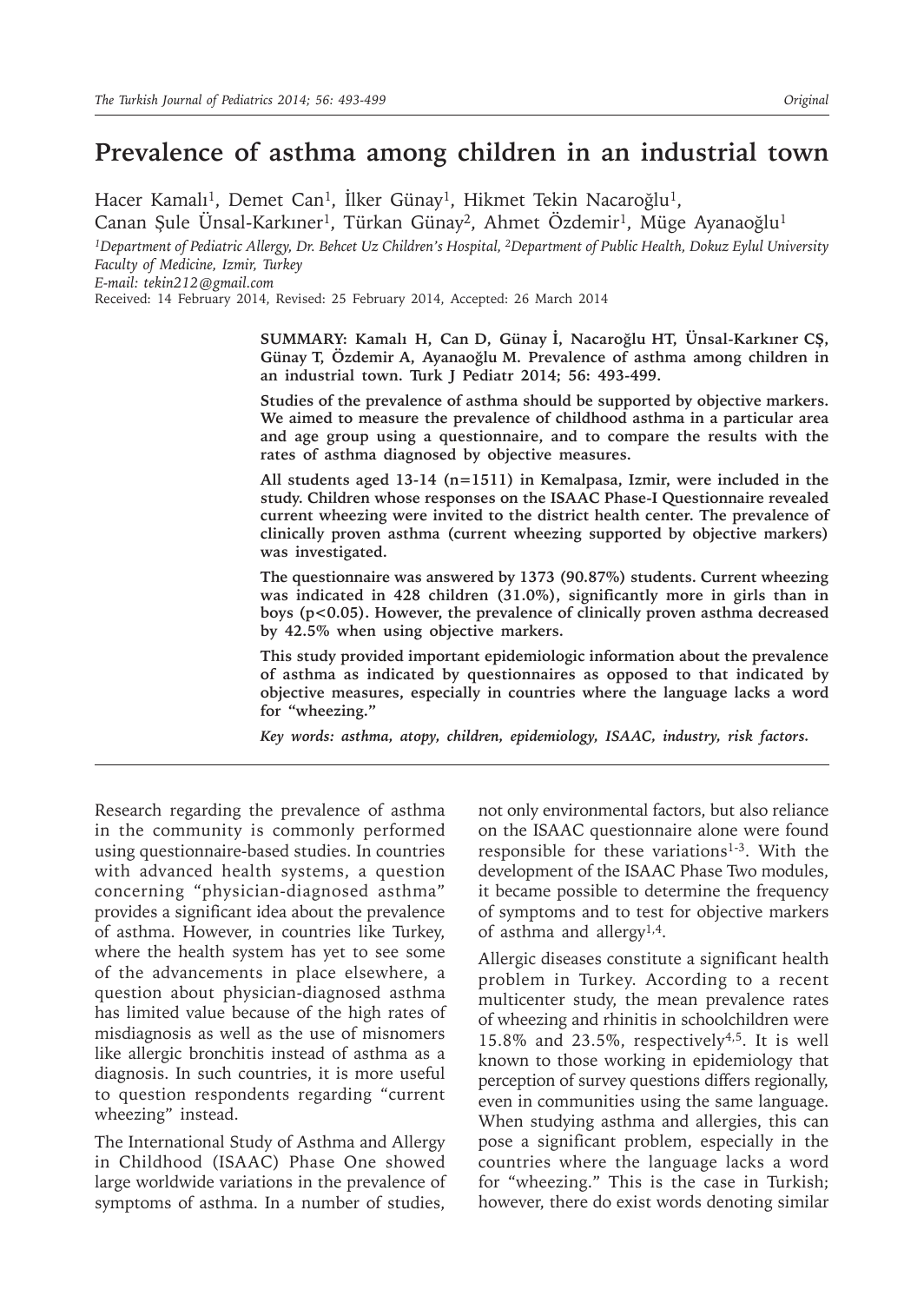# Prevalence of asthma among children in an industrial town

Hacer Kamalı[1], Demet Can[1], İlker Günay[1], Hikmet Tekin Nacaroğlu[1], Canan Şule Ünsal-Karkıner[1], Türkan Günay[2], Ahmet Özdemir[1], Müge Ayanaoğlu[1]

[1]*Department of Pediatric Allergy, Dr. Behcet Uz Children's Hospital,* [2]*Department of Public Health, Dokuz Eylul University Faculty of Medicine, Izmir, Turkey*

*E-mail: tekin212@gmail.com*

Received: 14 February 2014, Revised: 25 February 2014, Accepted: 26 March 2014

**SUMMARY: Kamalı H, Can D, Günay İ, Nacaroğlu HT, Ünsal-Karkıner CŞ, Günay T, Özdemir A, Ayanaoğlu M. Prevalence of asthma among children in an industrial town. Turk J Pediatr 2014; 56: 493-499.**

**Studies of the prevalence of asthma should be supported by objective markers. We aimed to measure the prevalence of childhood asthma in a particular area and age group using a questionnaire, and to compare the results with the rates of asthma diagnosed by objective measures.**

**All students aged 13-14 (n=1511) in Kemalpasa, Izmir, were included in the study. Children whose responses on the ISAAC Phase-I Questionnaire revealed current wheezing were invited to the district health center. The prevalence of clinically proven asthma (current wheezing supported by objective markers) was investigated.**

**The questionnaire was answered by 1373 (90.87%) students. Current wheezing was indicated in 428 children (31.0%), significantly more in girls than in boys ($p<0.05$). However, the prevalence of clinically proven asthma decreased by 42.5% when using objective markers.**

**This study provided important epidemiologic information about the prevalence of asthma as indicated by questionnaires as opposed to that indicated by objective measures, especially in countries where the language lacks a word for "wheezing."**

***Key words: asthma, atopy, children, epidemiology, ISAAC, industry, risk factors.***

Research regarding the prevalence of asthma in the community is commonly performed using questionnaire-based studies. In countries with advanced health systems, a question concerning "physician-diagnosed asthma" provides a significant idea about the prevalence of asthma. However, in countries like Turkey, where the health system has yet to see some of the advancements in place elsewhere, a question about physician-diagnosed asthma has limited value because of the high rates of misdiagnosis as well as the use of misnomers like allergic bronchitis instead of asthma as a diagnosis. In such countries, it is more useful to question respondents regarding "current wheezing" instead.

The International Study of Asthma and Allergy in Childhood (ISAAC) Phase One showed large worldwide variations in the prevalence of symptoms of asthma. In a number of studies, not only environmental factors, but also reliance on the ISAAC questionnaire alone were found responsible for these variations[1-3]. With the development of the ISAAC Phase Two modules, it became possible to determine the frequency of symptoms and to test for objective markers of asthma and allergy[1,4].

Allergic diseases constitute a significant health problem in Turkey. According to a recent multicenter study, the mean prevalence rates of wheezing and rhinitis in schoolchildren were 15.8% and 23.5%, respectively[4,5]. It is well known to those working in epidemiology that perception of survey questions differs regionally, even in communities using the same language. When studying asthma and allergies, this can pose a significant problem, especially in the countries where the language lacks a word for "wheezing." This is the case in Turkish; however, there do exist words denoting similar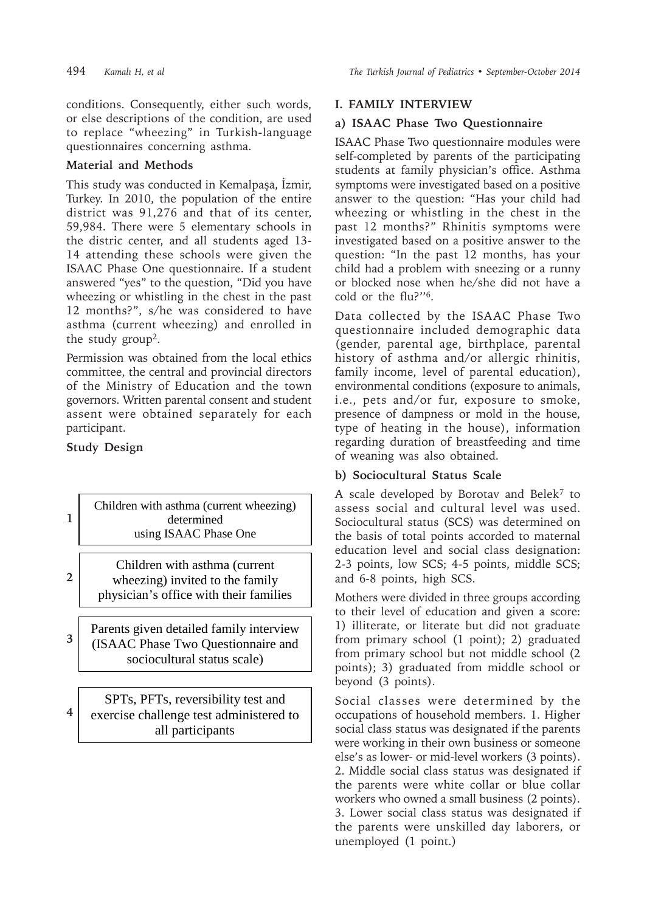conditions. Consequently, either such words, or else descriptions of the condition, are used to replace "wheezing" in Turkish-language questionnaires concerning asthma.

## Material and Methods

This study was conducted in Kemalpaşa, İzmir, Turkey. In 2010, the population of the entire district was 91,276 and that of its center, 59,984. There were 5 elementary schools in the distric center, and all students aged 13-14 attending these schools were given the ISAAC Phase One questionnaire. If a student answered "yes" to the question, "Did you have wheezing or whistling in the chest in the past 12 months?", s/he was considered to have asthma (current wheezing) and enrolled in the study group[2].

Permission was obtained from the local ethics committee, the central and provincial directors of the Ministry of Education and the town governors. Written parental consent and student assent were obtained separately for each participant.

### Study Design

1. Children with asthma (current wheezing) determined using ISAAC Phase One
2. Children with asthma (current wheezing) invited to the family physician's office with their families
3. Parents given detailed family interview (ISAAC Phase Two Questionnaire and sociocultural status scale)
4. SPTs, PFTs, reversibility test and exercise challenge test administered to all participants

### I. FAMILY INTERVIEW

#### a) ISAAC Phase Two Questionnaire

ISAAC Phase Two questionnaire modules were self-completed by parents of the participating students at family physician's office. Asthma symptoms were investigated based on a positive answer to the question: "Has your child had wheezing or whistling in the chest in the past 12 months?" Rhinitis symptoms were investigated based on a positive answer to the question: "In the past 12 months, has your child had a problem with sneezing or a runny or blocked nose when he/she did not have a cold or the flu?''[6].

Data collected by the ISAAC Phase Two questionnaire included demographic data (gender, parental age, birthplace, parental history of asthma and/or allergic rhinitis, family income, level of parental education), environmental conditions (exposure to animals, i.e., pets and/or fur, exposure to smoke, presence of dampness or mold in the house, type of heating in the house), information regarding duration of breastfeeding and time of weaning was also obtained.

#### b) Sociocultural Status Scale

A scale developed by Borotav and Belek[7] to assess social and cultural level was used. Sociocultural status (SCS) was determined on the basis of total points accorded to maternal education level and social class designation: 2-3 points, low SCS; 4-5 points, middle SCS; and 6-8 points, high SCS.

Mothers were divided in three groups according to their level of education and given a score: 1) illiterate, or literate but did not graduate from primary school (1 point); 2) graduated from primary school but not middle school (2 points); 3) graduated from middle school or beyond (3 points).

Social classes were determined by the occupations of household members. 1. Higher social class status was designated if the parents were working in their own business or someone else's as lower- or mid-level workers (3 points). 2. Middle social class status was designated if the parents were white collar or blue collar workers who owned a small business (2 points). 3. Lower social class status was designated if the parents were unskilled day laborers, or unemployed (1 point.)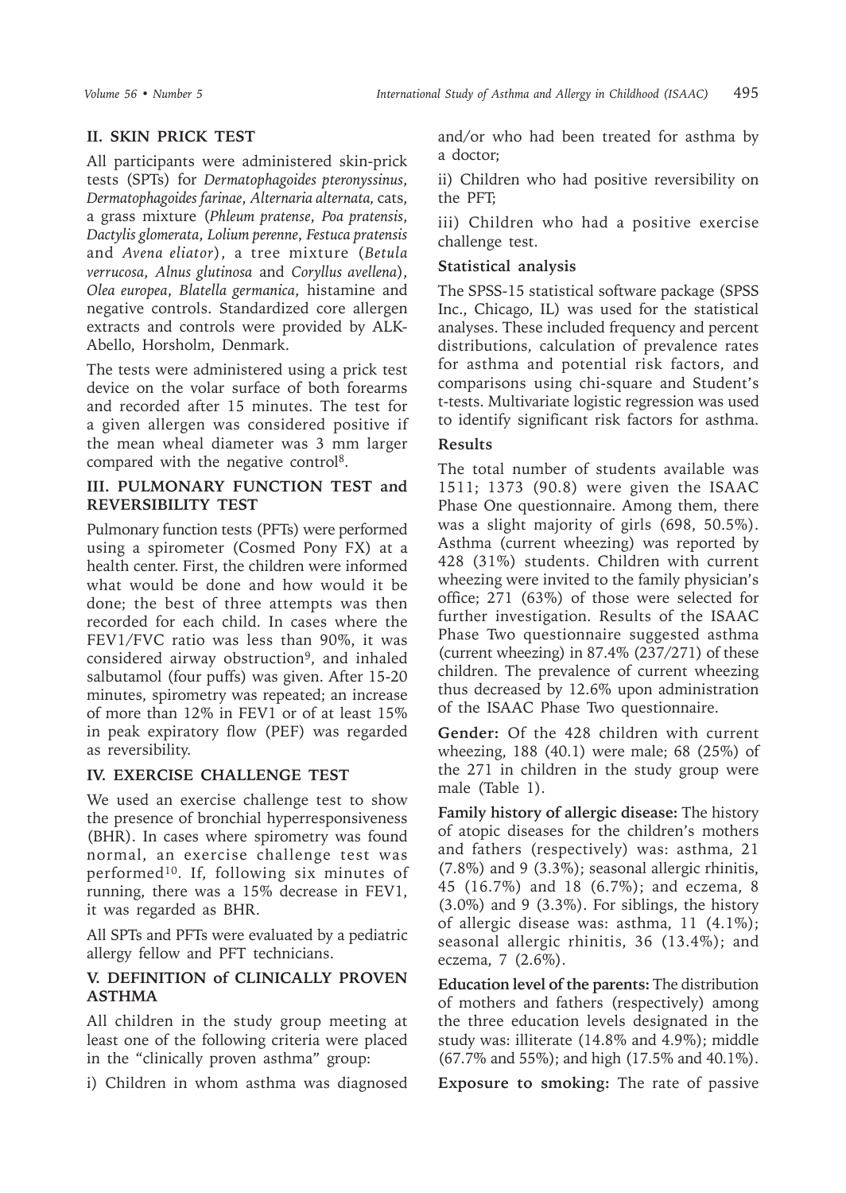## II. SKIN PRICK TEST

All participants were administered skin-prick tests (SPTs) for *Dermatophagoides pteronyssinus*, *Dermatophagoides farinae*, *Alternaria alternata,* cats, a grass mixture (*Phleum pratense*, *Poa pratensis*, *Dactylis glomerata*, *Lolium perenne*, *Festuca pratensis* and *Avena eliator*), a tree mixture (*Betula verrucosa*, *Alnus glutinosa* and *Coryllus avellena*), *Olea europea*, *Blatella germanica*, histamine and negative controls. Standardized core allergen extracts and controls were provided by ALK-Abello, Horsholm, Denmark.

The tests were administered using a prick test device on the volar surface of both forearms and recorded after 15 minutes. The test for a given allergen was considered positive if the mean wheal diameter was 3 mm larger compared with the negative control[8].

## III. PULMONARY FUNCTION TEST and REVERSIBILITY TEST

Pulmonary function tests (PFTs) were performed using a spirometer (Cosmed Pony FX) at a health center. First, the children were informed what would be done and how would it be done; the best of three attempts was then recorded for each child. In cases where the FEV1/FVC ratio was less than 90%, it was considered airway obstruction[9], and inhaled salbutamol (four puffs) was given. After 15-20 minutes, spirometry was repeated; an increase of more than 12% in FEV1 or of at least 15% in peak expiratory flow (PEF) was regarded as reversibility.

## IV. EXERCISE CHALLENGE TEST

We used an exercise challenge test to show the presence of bronchial hyperresponsiveness (BHR). In cases where spirometry was found normal, an exercise challenge test was performed[10]. If, following six minutes of running, there was a 15% decrease in FEV1, it was regarded as BHR.

All SPTs and PFTs were evaluated by a pediatric allergy fellow and PFT technicians.

## V. DEFINITION of CLINICALLY PROVEN ASTHMA

All children in the study group meeting at least one of the following criteria were placed in the "clinically proven asthma" group:

i) Children in whom asthma was diagnosed and/or who had been treated for asthma by a doctor;

ii) Children who had positive reversibility on the PFT;

iii) Children who had a positive exercise challenge test.

### Statistical analysis

The SPSS-15 statistical software package (SPSS Inc., Chicago, IL) was used for the statistical analyses. These included frequency and percent distributions, calculation of prevalence rates for asthma and potential risk factors, and comparisons using chi-square and Student's t-tests. Multivariate logistic regression was used to identify significant risk factors for asthma.

### Results

The total number of students available was 1511; 1373 (90.8) were given the ISAAC Phase One questionnaire. Among them, there was a slight majority of girls (698, 50.5%). Asthma (current wheezing) was reported by 428 (31%) students. Children with current wheezing were invited to the family physician's office; 271 (63%) of those were selected for further investigation. Results of the ISAAC Phase Two questionnaire suggested asthma (current wheezing) in 87.4% (237/271) of these children. The prevalence of current wheezing thus decreased by 12.6% upon administration of the ISAAC Phase Two questionnaire.

**Gender:** Of the 428 children with current wheezing, 188 (40.1) were male; 68 (25%) of the 271 in children in the study group were male (Table 1).

**Family history of allergic disease:** The history of atopic diseases for the children's mothers and fathers (respectively) was: asthma, 21 (7.8%) and 9 (3.3%); seasonal allergic rhinitis, 45 (16.7%) and 18 (6.7%); and eczema, 8 (3.0%) and 9 (3.3%). For siblings, the history of allergic disease was: asthma, 11 (4.1%); seasonal allergic rhinitis, 36 (13.4%); and eczema, 7 (2.6%).

**Education level of the parents:** The distribution of mothers and fathers (respectively) among the three education levels designated in the study was: illiterate (14.8% and 4.9%); middle (67.7% and 55%); and high (17.5% and 40.1%).

**Exposure to smoking:** The rate of passive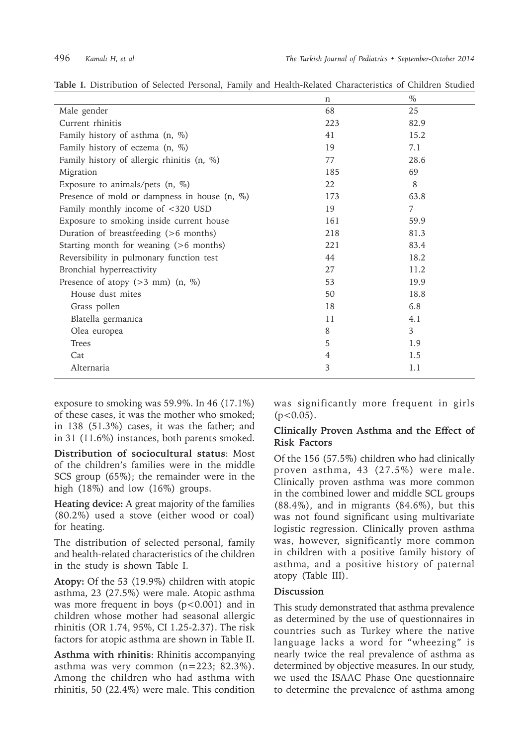**Table I.** Distribution of Selected Personal, Family and Health-Related Characteristics of Children Studied

| | n | % |
|---|---|---|
| Male gender | 68 | 25 |
| Current rhinitis | 223 | 82.9 |
| Family history of asthma (n, %) | 41 | 15.2 |
| Family history of eczema (n, %) | 19 | 7.1 |
| Family history of allergic rhinitis (n, %) | 77 | 28.6 |
| Migration | 185 | 69 |
| Exposure to animals/pets (n, %) | 22 | 8 |
| Presence of mold or dampness in house (n, %) | 173 | 63.8 |
| Family monthly income of <320 USD | 19 | 7 |
| Exposure to smoking inside current house | 161 | 59.9 |
| Duration of breastfeeding (>6 months) | 218 | 81.3 |
| Starting month for weaning (>6 months) | 221 | 83.4 |
| Reversibility in pulmonary function test | 44 | 18.2 |
| Bronchial hyperreactivity | 27 | 11.2 |
| Presence of atopy (>3 mm) (n, %) | 53 | 19.9 |
| House dust mites | 50 | 18.8 |
| Grass pollen | 18 | 6.8 |
| Blatella germanica | 11 | 4.1 |
| Olea europea | 8 | 3 |
| Trees | 5 | 1.9 |
| Cat | 4 | 1.5 |
| Alternaria | 3 | 1.1 |

exposure to smoking was 59.9%. In 46 (17.1%) of these cases, it was the mother who smoked; in 138 (51.3%) cases, it was the father; and in 31 (11.6%) instances, both parents smoked.

**Distribution of sociocultural status**: Most of the children's families were in the middle SCS group (65%); the remainder were in the high (18%) and low (16%) groups.

**Heating device:** A great majority of the families (80.2%) used a stove (either wood or coal) for heating.

The distribution of selected personal, family and health-related characteristics of the children in the study is shown Table I.

**Atopy:** Of the 53 (19.9%) children with atopic asthma, 23 (27.5%) were male. Atopic asthma was more frequent in boys ($p<0.001$) and in children whose mother had seasonal allergic rhinitis (OR 1.74, 95%, CI 1.25-2.37). The risk factors for atopic asthma are shown in Table II.

**Asthma with rhinitis**: Rhinitis accompanying asthma was very common (n=223; 82.3%). Among the children who had asthma with rhinitis, 50 (22.4%) were male. This condition was significantly more frequent in girls ($p<0.05$).

### Clinically Proven Asthma and the Effect of Risk Factors

Of the 156 (57.5%) children who had clinically proven asthma, 43 (27.5%) were male. Clinically proven asthma was more common in the combined lower and middle SCL groups (88.4%), and in migrants (84.6%), but this was not found significant using multivariate logistic regression. Clinically proven asthma was, however, significantly more common in children with a positive family history of asthma, and a positive history of paternal atopy (Table III).

## Discussion

This study demonstrated that asthma prevalence as determined by the use of questionnaires in countries such as Turkey where the native language lacks a word for "wheezing" is nearly twice the real prevalence of asthma as determined by objective measures. In our study, we used the ISAAC Phase One questionnaire to determine the prevalence of asthma among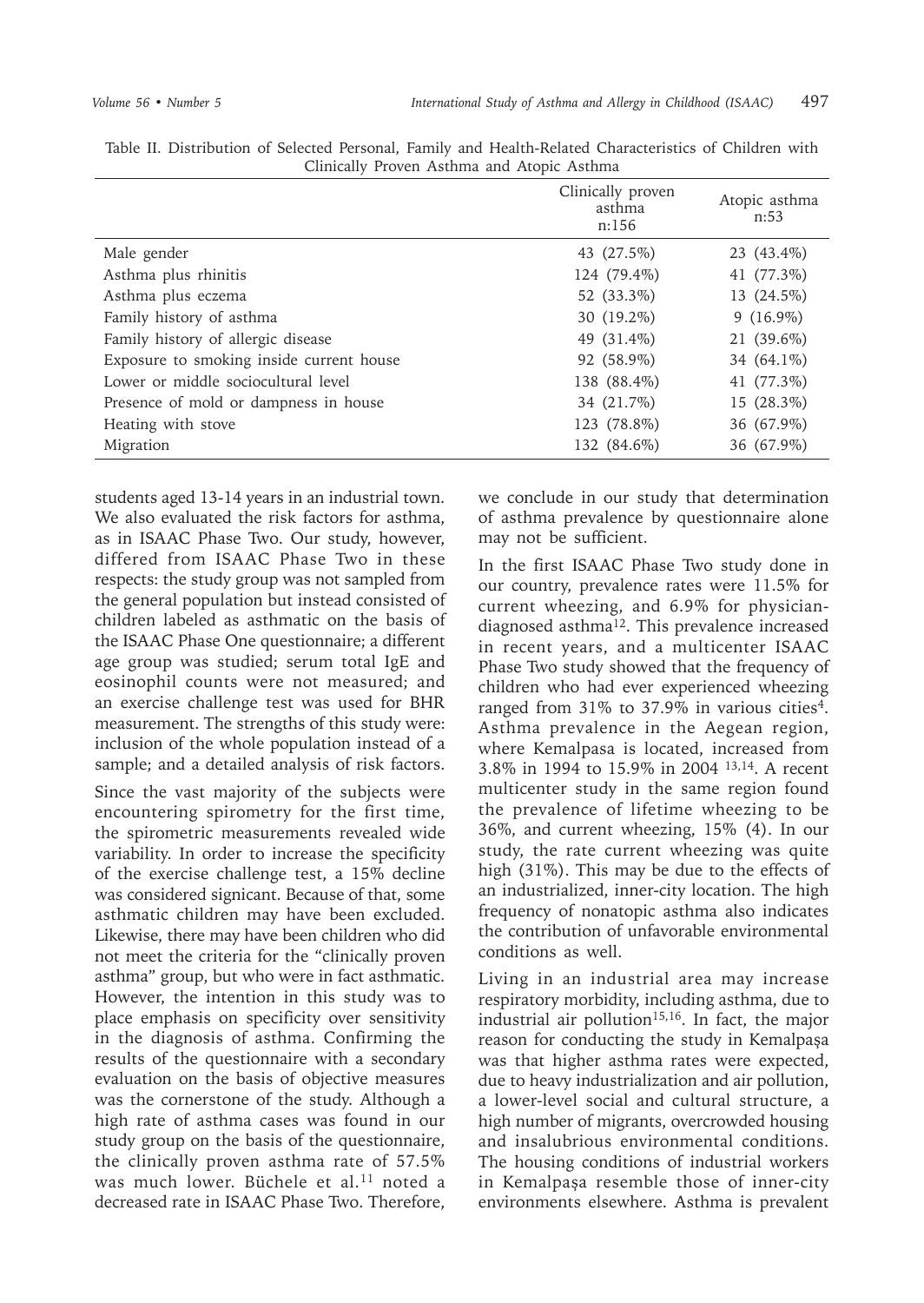Table II. Distribution of Selected Personal, Family and Health-Related Characteristics of Children with Clinically Proven Asthma and Atopic Asthma

| | Clinically proven asthma n:156 | Atopic asthma n:53 |
|---|---|---|
| Male gender | 43 (27.5%) | 23 (43.4%) |
| Asthma plus rhinitis | 124 (79.4%) | 41 (77.3%) |
| Asthma plus eczema | 52 (33.3%) | 13 (24.5%) |
| Family history of asthma | 30 (19.2%) | 9 (16.9%) |
| Family history of allergic disease | 49 (31.4%) | 21 (39.6%) |
| Exposure to smoking inside current house | 92 (58.9%) | 34 (64.1%) |
| Lower or middle sociocultural level | 138 (88.4%) | 41 (77.3%) |
| Presence of mold or dampness in house | 34 (21.7%) | 15 (28.3%) |
| Heating with stove | 123 (78.8%) | 36 (67.9%) |
| Migration | 132 (84.6%) | 36 (67.9%) |

students aged 13-14 years in an industrial town. We also evaluated the risk factors for asthma, as in ISAAC Phase Two. Our study, however, differed from ISAAC Phase Two in these respects: the study group was not sampled from the general population but instead consisted of children labeled as asthmatic on the basis of the ISAAC Phase One questionnaire; a different age group was studied; serum total IgE and eosinophil counts were not measured; and an exercise challenge test was used for BHR measurement. The strengths of this study were: inclusion of the whole population instead of a sample; and a detailed analysis of risk factors.

Since the vast majority of the subjects were encountering spirometry for the first time, the spirometric measurements revealed wide variability. In order to increase the specificity of the exercise challenge test, a 15% decline was considered signicant. Because of that, some asthmatic children may have been excluded. Likewise, there may have been children who did not meet the criteria for the "clinically proven asthma" group, but who were in fact asthmatic. However, the intention in this study was to place emphasis on specificity over sensitivity in the diagnosis of asthma. Confirming the results of the questionnaire with a secondary evaluation on the basis of objective measures was the cornerstone of the study. Although a high rate of asthma cases was found in our study group on the basis of the questionnaire, the clinically proven asthma rate of 57.5% was much lower. Büchele et al.[11] noted a decreased rate in ISAAC Phase Two. Therefore, we conclude in our study that determination of asthma prevalence by questionnaire alone may not be sufficient.

In the first ISAAC Phase Two study done in our country, prevalence rates were 11.5% for current wheezing, and 6.9% for physician-diagnosed asthma[12]. This prevalence increased in recent years, and a multicenter ISAAC Phase Two study showed that the frequency of children who had ever experienced wheezing ranged from 31% to 37.9% in various cities[4]. Asthma prevalence in the Aegean region, where Kemalpasa is located, increased from 3.8% in 1994 to 15.9% in 2004 [13,14]. A recent multicenter study in the same region found the prevalence of lifetime wheezing to be 36%, and current wheezing, 15% (4). In our study, the rate current wheezing was quite high (31%). This may be due to the effects of an industrialized, inner-city location. The high frequency of nonatopic asthma also indicates the contribution of unfavorable environmental conditions as well.

Living in an industrial area may increase respiratory morbidity, including asthma, due to industrial air pollution[15,16]. In fact, the major reason for conducting the study in Kemalpaşa was that higher asthma rates were expected, due to heavy industrialization and air pollution, a lower-level social and cultural structure, a high number of migrants, overcrowded housing and insalubrious environmental conditions. The housing conditions of industrial workers in Kemalpaşa resemble those of inner-city environments elsewhere. Asthma is prevalent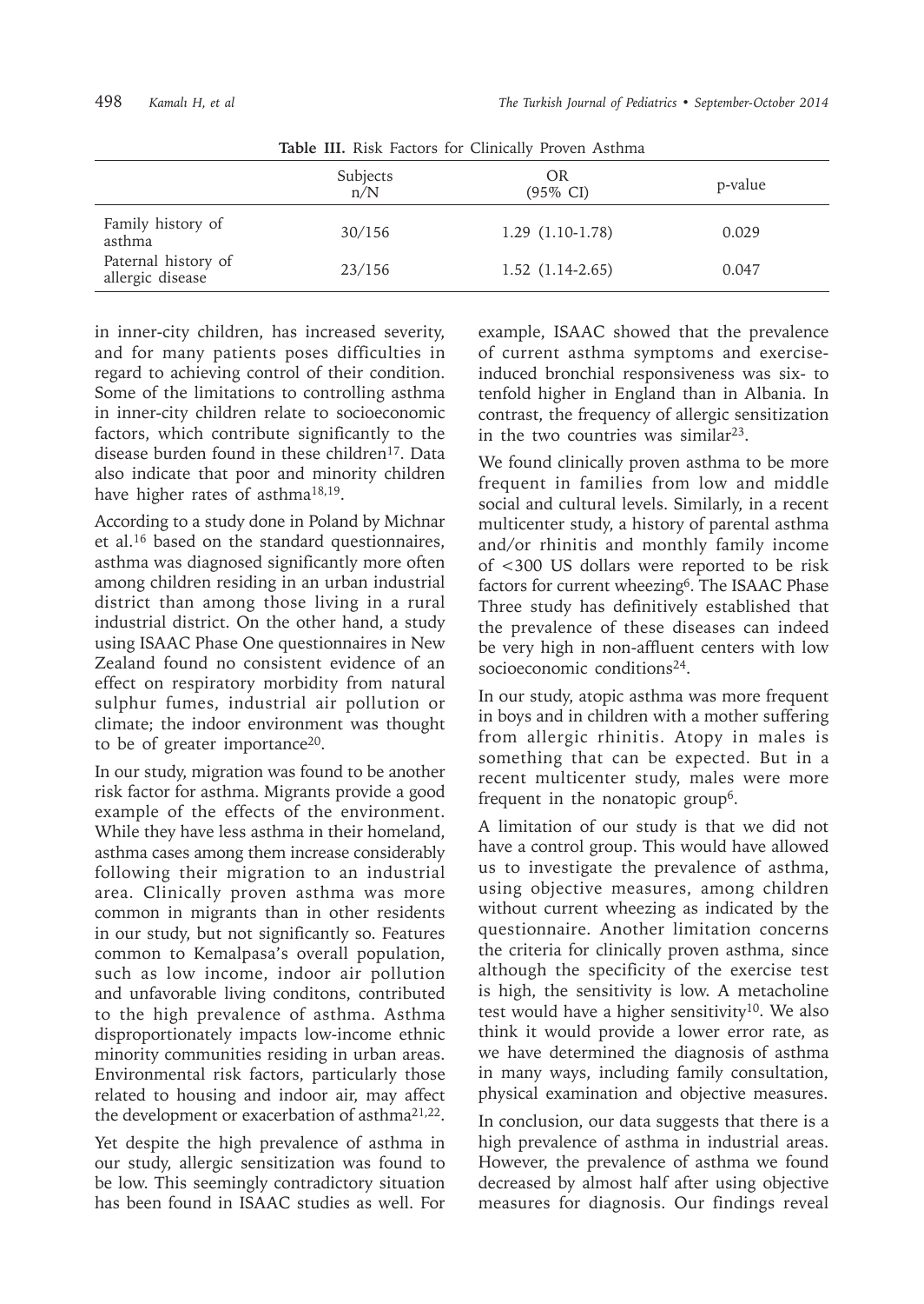**Table III.** Risk Factors for Clinically Proven Asthma

| | Subjects n/N | OR (95% CI) | p-value |
|---|---|---|---|
| Family history of asthma | 30/156 | 1.29 (1.10-1.78) | 0.029 |
| Paternal history of allergic disease | 23/156 | 1.52 (1.14-2.65) | 0.047 |

in inner-city children, has increased severity, and for many patients poses difficulties in regard to achieving control of their condition. Some of the limitations to controlling asthma in inner-city children relate to socioeconomic factors, which contribute significantly to the disease burden found in these children[17]. Data also indicate that poor and minority children have higher rates of asthma[18,19].

According to a study done in Poland by Michnar et al.[16] based on the standard questionnaires, asthma was diagnosed significantly more often among children residing in an urban industrial district than among those living in a rural industrial district. On the other hand, a study using ISAAC Phase One questionnaires in New Zealand found no consistent evidence of an effect on respiratory morbidity from natural sulphur fumes, industrial air pollution or climate; the indoor environment was thought to be of greater importance[20].

In our study, migration was found to be another risk factor for asthma. Migrants provide a good example of the effects of the environment. While they have less asthma in their homeland, asthma cases among them increase considerably following their migration to an industrial area. Clinically proven asthma was more common in migrants than in other residents in our study, but not significantly so. Features common to Kemalpasa's overall population, such as low income, indoor air pollution and unfavorable living conditons, contributed to the high prevalence of asthma. Asthma disproportionately impacts low-income ethnic minority communities residing in urban areas. Environmental risk factors, particularly those related to housing and indoor air, may affect the development or exacerbation of asthma[21,22].

Yet despite the high prevalence of asthma in our study, allergic sensitization was found to be low. This seemingly contradictory situation has been found in ISAAC studies as well. For example, ISAAC showed that the prevalence of current asthma symptoms and exercise-induced bronchial responsiveness was six- to tenfold higher in England than in Albania. In contrast, the frequency of allergic sensitization in the two countries was similar[23].

We found clinically proven asthma to be more frequent in families from low and middle social and cultural levels. Similarly, in a recent multicenter study, a history of parental asthma and/or rhinitis and monthly family income of <300 US dollars were reported to be risk factors for current wheezing[6]. The ISAAC Phase Three study has definitively established that the prevalence of these diseases can indeed be very high in non-affluent centers with low socioeconomic conditions[24].

In our study, atopic asthma was more frequent in boys and in children with a mother suffering from allergic rhinitis. Atopy in males is something that can be expected. But in a recent multicenter study, males were more frequent in the nonatopic group[6].

A limitation of our study is that we did not have a control group. This would have allowed us to investigate the prevalence of asthma, using objective measures, among children without current wheezing as indicated by the questionnaire. Another limitation concerns the criteria for clinically proven asthma, since although the specificity of the exercise test is high, the sensitivity is low. A metacholine test would have a higher sensitivity[10]. We also think it would provide a lower error rate, as we have determined the diagnosis of asthma in many ways, including family consultation, physical examination and objective measures.

In conclusion, our data suggests that there is a high prevalence of asthma in industrial areas. However, the prevalence of asthma we found decreased by almost half after using objective measures for diagnosis. Our findings reveal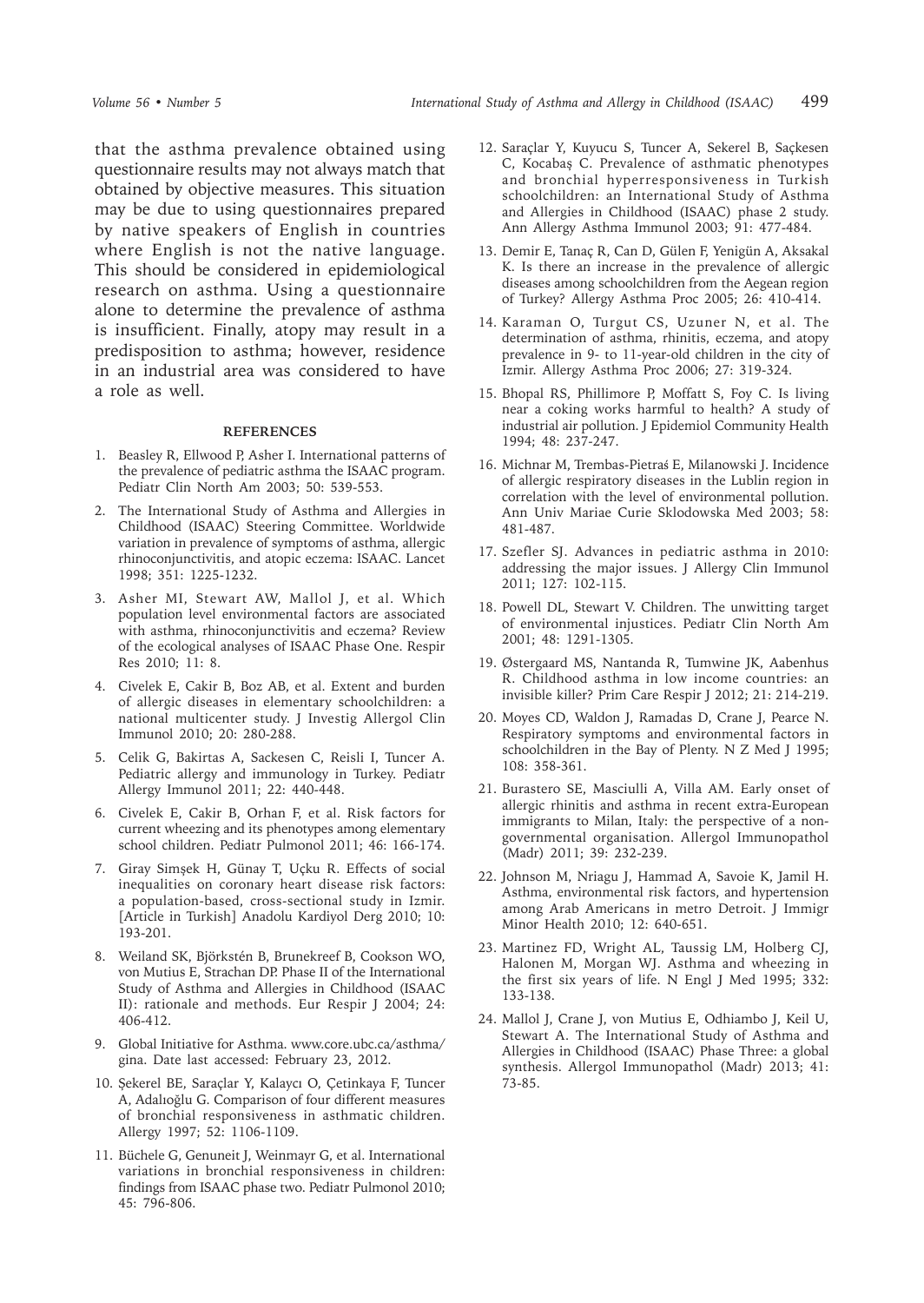that the asthma prevalence obtained using questionnaire results may not always match that obtained by objective measures. This situation may be due to using questionnaires prepared by native speakers of English in countries where English is not the native language. This should be considered in epidemiological research on asthma. Using a questionnaire alone to determine the prevalence of asthma is insufficient. Finally, atopy may result in a predisposition to asthma; however, residence in an industrial area was considered to have a role as well.

## REFERENCES

1. Beasley R, Ellwood P, Asher I. International patterns of the prevalence of pediatric asthma the ISAAC program. Pediatr Clin North Am 2003; 50: 539-553.
2. The International Study of Asthma and Allergies in Childhood (ISAAC) Steering Committee. Worldwide variation in prevalence of symptoms of asthma, allergic rhinoconjunctivitis, and atopic eczema: ISAAC. Lancet 1998; 351: 1225-1232.
3. Asher MI, Stewart AW, Mallol J, et al. Which population level environmental factors are associated with asthma, rhinoconjunctivitis and eczema? Review of the ecological analyses of ISAAC Phase One. Respir Res 2010; 11: 8.
4. Civelek E, Cakir B, Boz AB, et al. Extent and burden of allergic diseases in elementary schoolchildren: a national multicenter study. J Investig Allergol Clin Immunol 2010; 20: 280-288.
5. Celik G, Bakirtas A, Sackesen C, Reisli I, Tuncer A. Pediatric allergy and immunology in Turkey. Pediatr Allergy Immunol 2011; 22: 440-448.
6. Civelek E, Cakir B, Orhan F, et al. Risk factors for current wheezing and its phenotypes among elementary school children. Pediatr Pulmonol 2011; 46: 166-174.
7. Giray Simşek H, Günay T, Uçku R. Effects of social inequalities on coronary heart disease risk factors: a population-based, cross-sectional study in Izmir. [Article in Turkish] Anadolu Kardiyol Derg 2010; 10: 193-201.
8. Weiland SK, Björkstén B, Brunekreef B, Cookson WO, von Mutius E, Strachan DP. Phase II of the International Study of Asthma and Allergies in Childhood (ISAAC II): rationale and methods. Eur Respir J 2004; 24: 406-412.
9. Global Initiative for Asthma. www.core.ubc.ca/asthma/gina. Date last accessed: February 23, 2012.
10. Şekerel BE, Saraçlar Y, Kalaycı O, Çetinkaya F, Tuncer A, Adalıoğlu G. Comparison of four different measures of bronchial responsiveness in asthmatic children. Allergy 1997; 52: 1106-1109.
11. Büchele G, Genuneit J, Weinmayr G, et al. International variations in bronchial responsiveness in children: findings from ISAAC phase two. Pediatr Pulmonol 2010; 45: 796-806.
12. Saraçlar Y, Kuyucu S, Tuncer A, Sekerel B, Saçkesen C, Kocabaş C. Prevalence of asthmatic phenotypes and bronchial hyperresponsiveness in Turkish schoolchildren: an International Study of Asthma and Allergies in Childhood (ISAAC) phase 2 study. Ann Allergy Asthma Immunol 2003; 91: 477-484.
13. Demir E, Tanaç R, Can D, Gülen F, Yenigün A, Aksakal K. Is there an increase in the prevalence of allergic diseases among schoolchildren from the Aegean region of Turkey? Allergy Asthma Proc 2005; 26: 410-414.
14. Karaman O, Turgut CS, Uzuner N, et al. The determination of asthma, rhinitis, eczema, and atopy prevalence in 9- to 11-year-old children in the city of Izmir. Allergy Asthma Proc 2006; 27: 319-324.
15. Bhopal RS, Phillimore P, Moffatt S, Foy C. Is living near a coking works harmful to health? A study of industrial air pollution. J Epidemiol Community Health 1994; 48: 237-247.
16. Michnar M, Trembas-Pietraś E, Milanowski J. Incidence of allergic respiratory diseases in the Lublin region in correlation with the level of environmental pollution. Ann Univ Mariae Curie Sklodowska Med 2003; 58: 481-487.
17. Szefler SJ. Advances in pediatric asthma in 2010: addressing the major issues. J Allergy Clin Immunol 2011; 127: 102-115.
18. Powell DL, Stewart V. Children. The unwitting target of environmental injustices. Pediatr Clin North Am 2001; 48: 1291-1305.
19. Østergaard MS, Nantanda R, Tumwine JK, Aabenhus R. Childhood asthma in low income countries: an invisible killer? Prim Care Respir J 2012; 21: 214-219.
20. Moyes CD, Waldon J, Ramadas D, Crane J, Pearce N. Respiratory symptoms and environmental factors in schoolchildren in the Bay of Plenty. N Z Med J 1995; 108: 358-361.
21. Burastero SE, Masciulli A, Villa AM. Early onset of allergic rhinitis and asthma in recent extra-European immigrants to Milan, Italy: the perspective of a non-governmental organisation. Allergol Immunopathol (Madr) 2011; 39: 232-239.
22. Johnson M, Nriagu J, Hammad A, Savoie K, Jamil H. Asthma, environmental risk factors, and hypertension among Arab Americans in metro Detroit. J Immigr Minor Health 2010; 12: 640-651.
23. Martinez FD, Wright AL, Taussig LM, Holberg CJ, Halonen M, Morgan WJ. Asthma and wheezing in the first six years of life. N Engl J Med 1995; 332: 133-138.
24. Mallol J, Crane J, von Mutius E, Odhiambo J, Keil U, Stewart A. The International Study of Asthma and Allergies in Childhood (ISAAC) Phase Three: a global synthesis. Allergol Immunopathol (Madr) 2013; 41: 73-85.